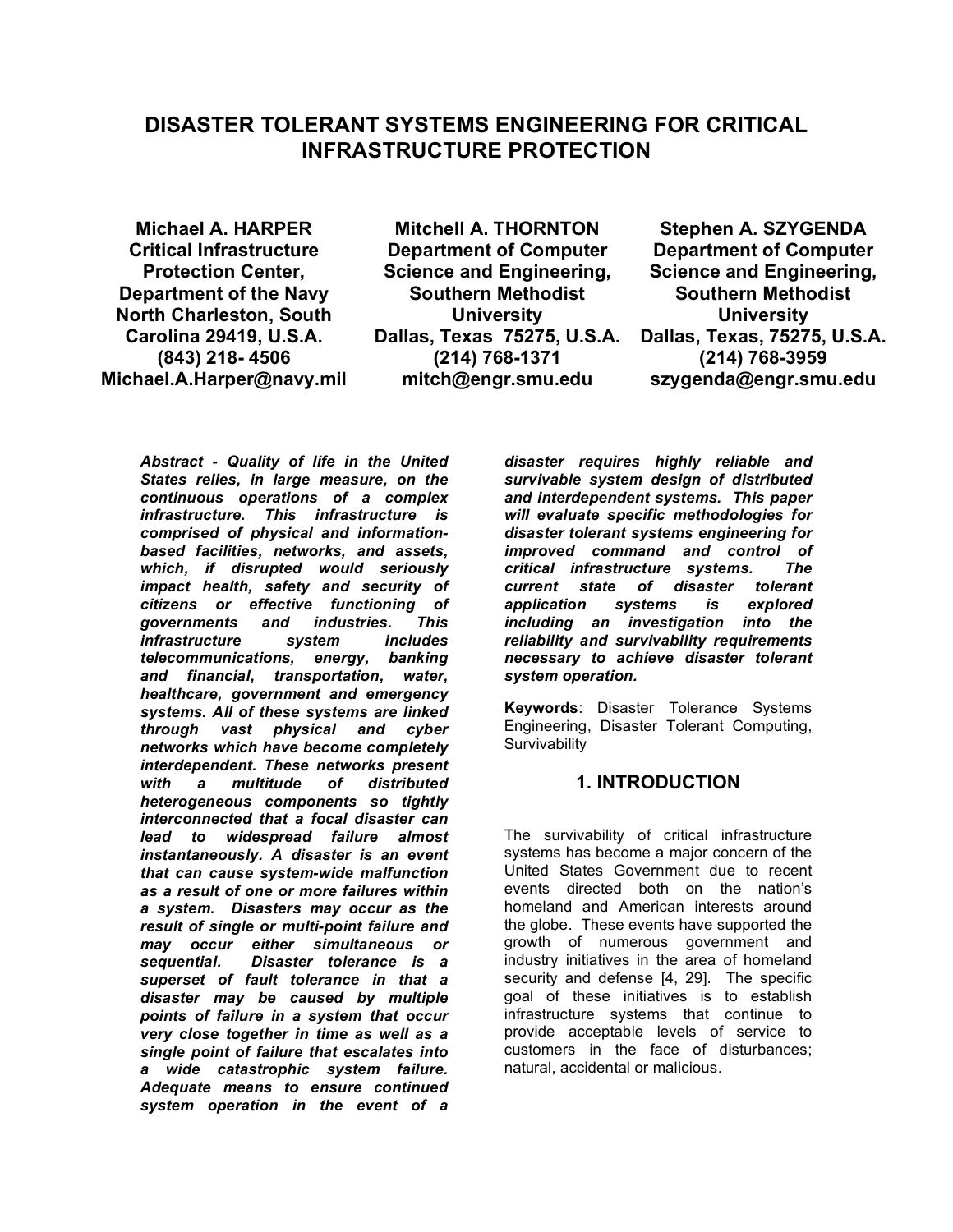# DISASTER TOLERANT SYSTEMS ENGINEERING FOR CRITICAL INFRASTRUCTURE PROTECTION

**Michael A. HARPER**
**Critical Infrastructure Protection Center, Department of the Navy**
**North Charleston, South Carolina 29419, U.S.A.**
**(843) 218- 4506**
**Michael.A.Harper@navy.mil**

**Mitchell A. THORNTON**
**Department of Computer Science and Engineering, Southern Methodist University**
**Dallas, Texas 75275, U.S.A.**
**(214) 768-1371**
**mitch@engr.smu.edu**

**Stephen A. SZYGENDA**
**Department of Computer Science and Engineering, Southern Methodist University**
**Dallas, Texas, 75275, U.S.A.**
**(214) 768-3959**
**szygenda@engr.smu.edu**

***Abstract - Quality of life in the United States relies, in large measure, on the continuous operations of a complex infrastructure. This infrastructure is comprised of physical and information-based facilities, networks, and assets, which, if disrupted would seriously impact health, safety and security of citizens or effective functioning of governments and industries. This infrastructure system includes telecommunications, energy, banking and financial, transportation, water, healthcare, government and emergency systems. All of these systems are linked through vast physical and cyber networks which have become completely interdependent. These networks present with a multitude of distributed heterogeneous components so tightly interconnected that a focal disaster can lead to widespread failure almost instantaneously. A disaster is an event that can cause system-wide malfunction as a result of one or more failures within a system. Disasters may occur as the result of single or multi-point failure and may occur either simultaneous or sequential. Disaster tolerance is a superset of fault tolerance in that a disaster may be caused by multiple points of failure in a system that occur very close together in time as well as a single point of failure that escalates into a wide catastrophic system failure. Adequate means to ensure continued system operation in the event of a disaster requires highly reliable and survivable system design of distributed and interdependent systems. This paper will evaluate specific methodologies for disaster tolerant systems engineering for improved command and control of critical infrastructure systems. The current state of disaster tolerant application systems is explored including an investigation into the reliability and survivability requirements necessary to achieve disaster tolerant system operation.***

**Keywords**: Disaster Tolerance Systems Engineering, Disaster Tolerant Computing, Survivability

## 1. INTRODUCTION

The survivability of critical infrastructure systems has become a major concern of the United States Government due to recent events directed both on the nation's homeland and American interests around the globe. These events have supported the growth of numerous government and industry initiatives in the area of homeland security and defense [4, 29]. The specific goal of these initiatives is to establish infrastructure systems that continue to provide acceptable levels of service to customers in the face of disturbances; natural, accidental or malicious.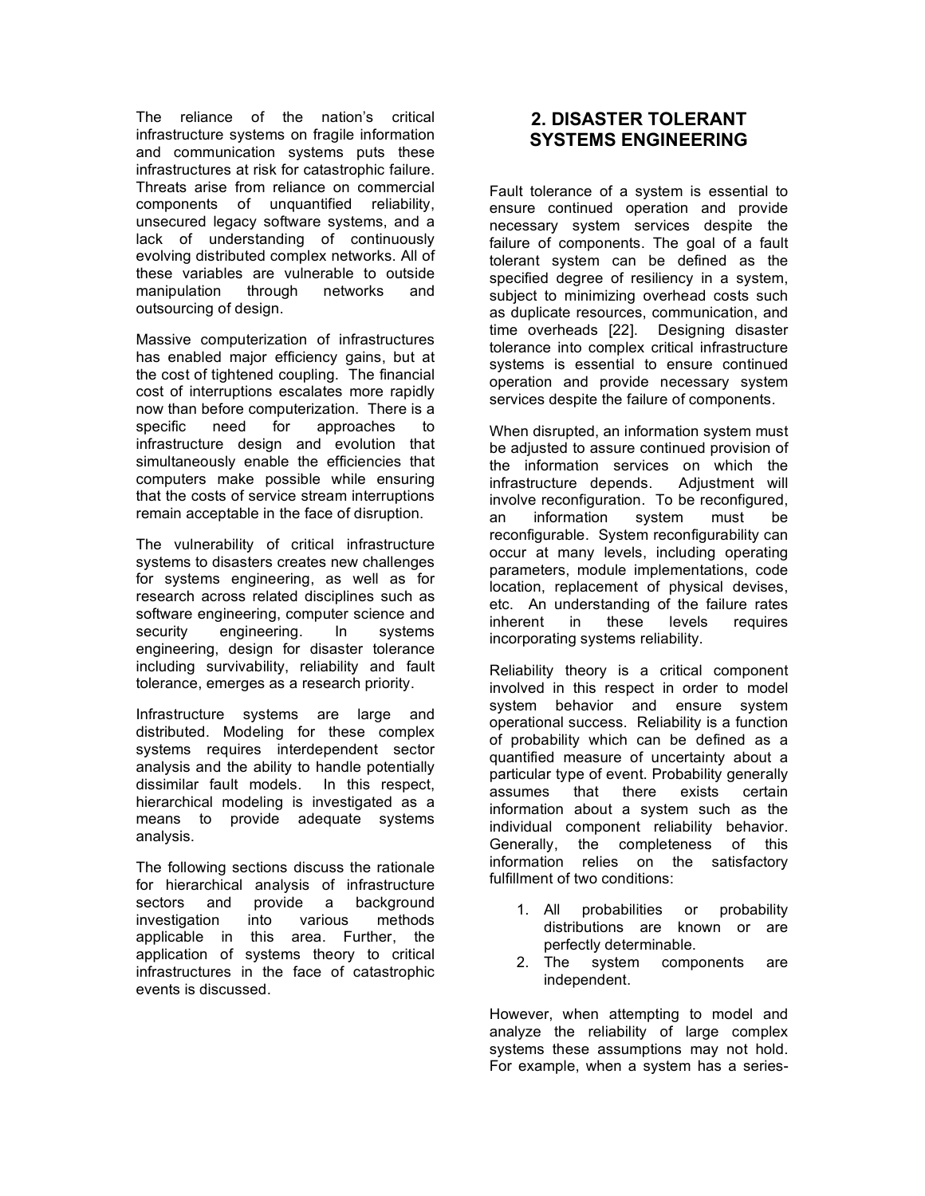The reliance of the nation's critical infrastructure systems on fragile information and communication systems puts these infrastructures at risk for catastrophic failure. Threats arise from reliance on commercial components of unquantified reliability, unsecured legacy software systems, and a lack of understanding of continuously evolving distributed complex networks. All of these variables are vulnerable to outside manipulation through networks and outsourcing of design.

Massive computerization of infrastructures has enabled major efficiency gains, but at the cost of tightened coupling. The financial cost of interruptions escalates more rapidly now than before computerization. There is a specific need for approaches to infrastructure design and evolution that simultaneously enable the efficiencies that computers make possible while ensuring that the costs of service stream interruptions remain acceptable in the face of disruption.

The vulnerability of critical infrastructure systems to disasters creates new challenges for systems engineering, as well as for research across related disciplines such as software engineering, computer science and security engineering. In systems engineering, design for disaster tolerance including survivability, reliability and fault tolerance, emerges as a research priority.

Infrastructure systems are large and distributed. Modeling for these complex systems requires interdependent sector analysis and the ability to handle potentially dissimilar fault models. In this respect, hierarchical modeling is investigated as a means to provide adequate systems analysis.

The following sections discuss the rationale for hierarchical analysis of infrastructure sectors and provide a background investigation into various methods applicable in this area. Further, the application of systems theory to critical infrastructures in the face of catastrophic events is discussed.

## 2. DISASTER TOLERANT SYSTEMS ENGINEERING

Fault tolerance of a system is essential to ensure continued operation and provide necessary system services despite the failure of components. The goal of a fault tolerant system can be defined as the specified degree of resiliency in a system, subject to minimizing overhead costs such as duplicate resources, communication, and time overheads [22]. Designing disaster tolerance into complex critical infrastructure systems is essential to ensure continued operation and provide necessary system services despite the failure of components.

When disrupted, an information system must be adjusted to assure continued provision of the information services on which the infrastructure depends. Adjustment will involve reconfiguration. To be reconfigured, an information system must be reconfigurable. System reconfigurability can occur at many levels, including operating parameters, module implementations, code location, replacement of physical devises, etc. An understanding of the failure rates inherent in these levels requires incorporating systems reliability.

Reliability theory is a critical component involved in this respect in order to model system behavior and ensure system operational success. Reliability is a function of probability which can be defined as a quantified measure of uncertainty about a particular type of event. Probability generally assumes that there exists certain information about a system such as the individual component reliability behavior. Generally, the completeness of this information relies on the satisfactory fulfillment of two conditions:

1. All probabilities or probability distributions are known or are perfectly determinable.
2. The system components are independent.

However, when attempting to model and analyze the reliability of large complex systems these assumptions may not hold. For example, when a system has a series-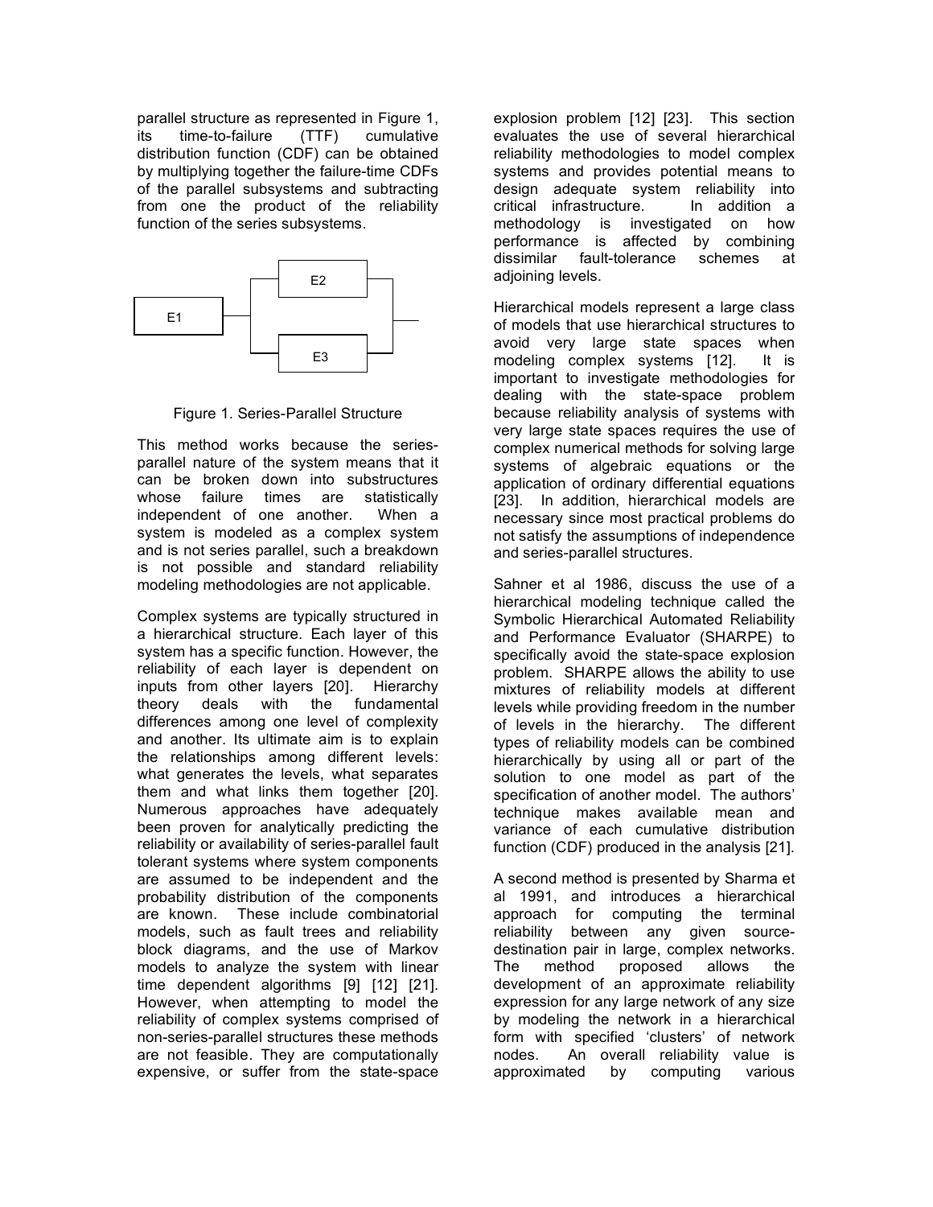parallel structure as represented in Figure 1, its time-to-failure (TTF) cumulative distribution function (CDF) can be obtained by multiplying together the failure-time CDFs of the parallel subsystems and subtracting from one the product of the reliability function of the series subsystems.

Figure 1. Series-Parallel Structure

This method works because the series-parallel nature of the system means that it can be broken down into substructures whose failure times are statistically independent of one another. When a system is modeled as a complex system and is not series parallel, such a breakdown is not possible and standard reliability modeling methodologies are not applicable.

Complex systems are typically structured in a hierarchical structure. Each layer of this system has a specific function. However, the reliability of each layer is dependent on inputs from other layers [20]. Hierarchy theory deals with the fundamental differences among one level of complexity and another. Its ultimate aim is to explain the relationships among different levels: what generates the levels, what separates them and what links them together [20]. Numerous approaches have adequately been proven for analytically predicting the reliability or availability of series-parallel fault tolerant systems where system components are assumed to be independent and the probability distribution of the components are known. These include combinatorial models, such as fault trees and reliability block diagrams, and the use of Markov models to analyze the system with linear time dependent algorithms [9] [12] [21]. However, when attempting to model the reliability of complex systems comprised of non-series-parallel structures these methods are not feasible. They are computationally expensive, or suffer from the state-space explosion problem [12] [23]. This section evaluates the use of several hierarchical reliability methodologies to model complex systems and provides potential means to design adequate system reliability into critical infrastructure. In addition a methodology is investigated on how performance is affected by combining dissimilar fault-tolerance schemes at adjoining levels.

Hierarchical models represent a large class of models that use hierarchical structures to avoid very large state spaces when modeling complex systems [12]. It is important to investigate methodologies for dealing with the state-space problem because reliability analysis of systems with very large state spaces requires the use of complex numerical methods for solving large systems of algebraic equations or the application of ordinary differential equations [23]. In addition, hierarchical models are necessary since most practical problems do not satisfy the assumptions of independence and series-parallel structures.

Sahner et al 1986, discuss the use of a hierarchical modeling technique called the Symbolic Hierarchical Automated Reliability and Performance Evaluator (SHARPE) to specifically avoid the state-space explosion problem. SHARPE allows the ability to use mixtures of reliability models at different levels while providing freedom in the number of levels in the hierarchy. The different types of reliability models can be combined hierarchically by using all or part of the solution to one model as part of the specification of another model. The authors' technique makes available mean and variance of each cumulative distribution function (CDF) produced in the analysis [21].

A second method is presented by Sharma et al 1991, and introduces a hierarchical approach for computing the terminal reliability between any given source-destination pair in large, complex networks. The method proposed allows the development of an approximate reliability expression for any large network of any size by modeling the network in a hierarchical form with specified 'clusters' of network nodes. An overall reliability value is approximated by computing various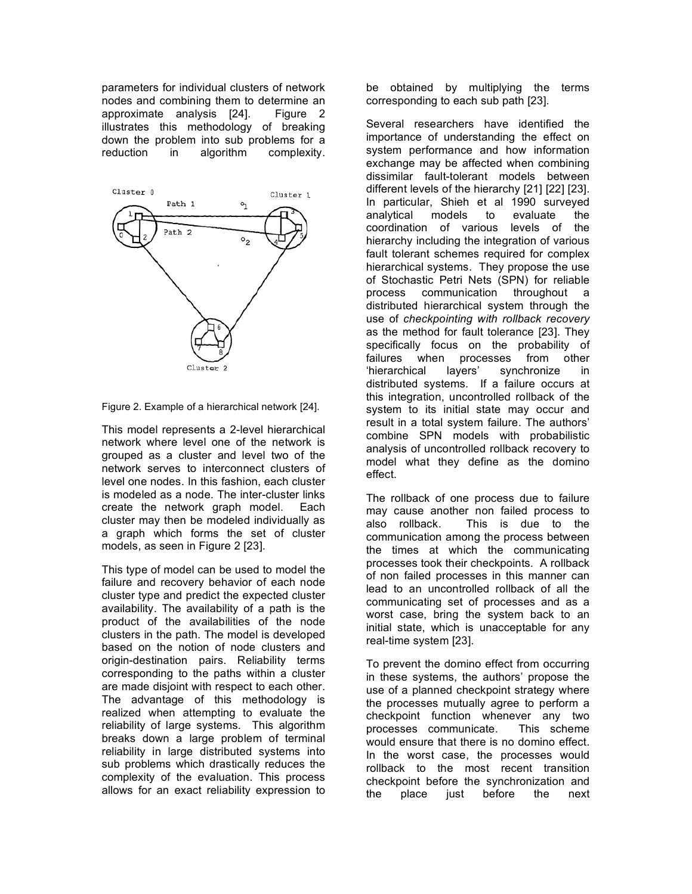parameters for individual clusters of network nodes and combining them to determine an approximate analysis [24]. Figure 2 illustrates this methodology of breaking down the problem into sub problems for a reduction in algorithm complexity.

Figure 2. Example of a hierarchical network [24].

This model represents a 2-level hierarchical network where level one of the network is grouped as a cluster and level two of the network serves to interconnect clusters of level one nodes. In this fashion, each cluster is modeled as a node. The inter-cluster links create the network graph model. Each cluster may then be modeled individually as a graph which forms the set of cluster models, as seen in Figure 2 [23].

This type of model can be used to model the failure and recovery behavior of each node cluster type and predict the expected cluster availability. The availability of a path is the product of the availabilities of the node clusters in the path. The model is developed based on the notion of node clusters and origin-destination pairs. Reliability terms corresponding to the paths within a cluster are made disjoint with respect to each other. The advantage of this methodology is realized when attempting to evaluate the reliability of large systems. This algorithm breaks down a large problem of terminal reliability in large distributed systems into sub problems which drastically reduces the complexity of the evaluation. This process allows for an exact reliability expression to be obtained by multiplying the terms corresponding to each sub path [23].

Several researchers have identified the importance of understanding the effect on system performance and how information exchange may be affected when combining dissimilar fault-tolerant models between different levels of the hierarchy [21] [22] [23]. In particular, Shieh et al 1990 surveyed analytical models to evaluate the coordination of various levels of the hierarchy including the integration of various fault tolerant schemes required for complex hierarchical systems. They propose the use of Stochastic Petri Nets (SPN) for reliable process communication throughout a distributed hierarchical system through the use of *checkpointing with rollback recovery* as the method for fault tolerance [23]. They specifically focus on the probability of failures when processes from other 'hierarchical layers' synchronize in distributed systems. If a failure occurs at this integration, uncontrolled rollback of the system to its initial state may occur and result in a total system failure. The authors' combine SPN models with probabilistic analysis of uncontrolled rollback recovery to model what they define as the domino effect.

The rollback of one process due to failure may cause another non failed process to also rollback. This is due to the communication among the process between the times at which the communicating processes took their checkpoints. A rollback of non failed processes in this manner can lead to an uncontrolled rollback of all the communicating set of processes and as a worst case, bring the system back to an initial state, which is unacceptable for any real-time system [23].

To prevent the domino effect from occurring in these systems, the authors' propose the use of a planned checkpoint strategy where the processes mutually agree to perform a checkpoint function whenever any two processes communicate. This scheme would ensure that there is no domino effect. In the worst case, the processes would rollback to the most recent transition checkpoint before the synchronization and the place just before the next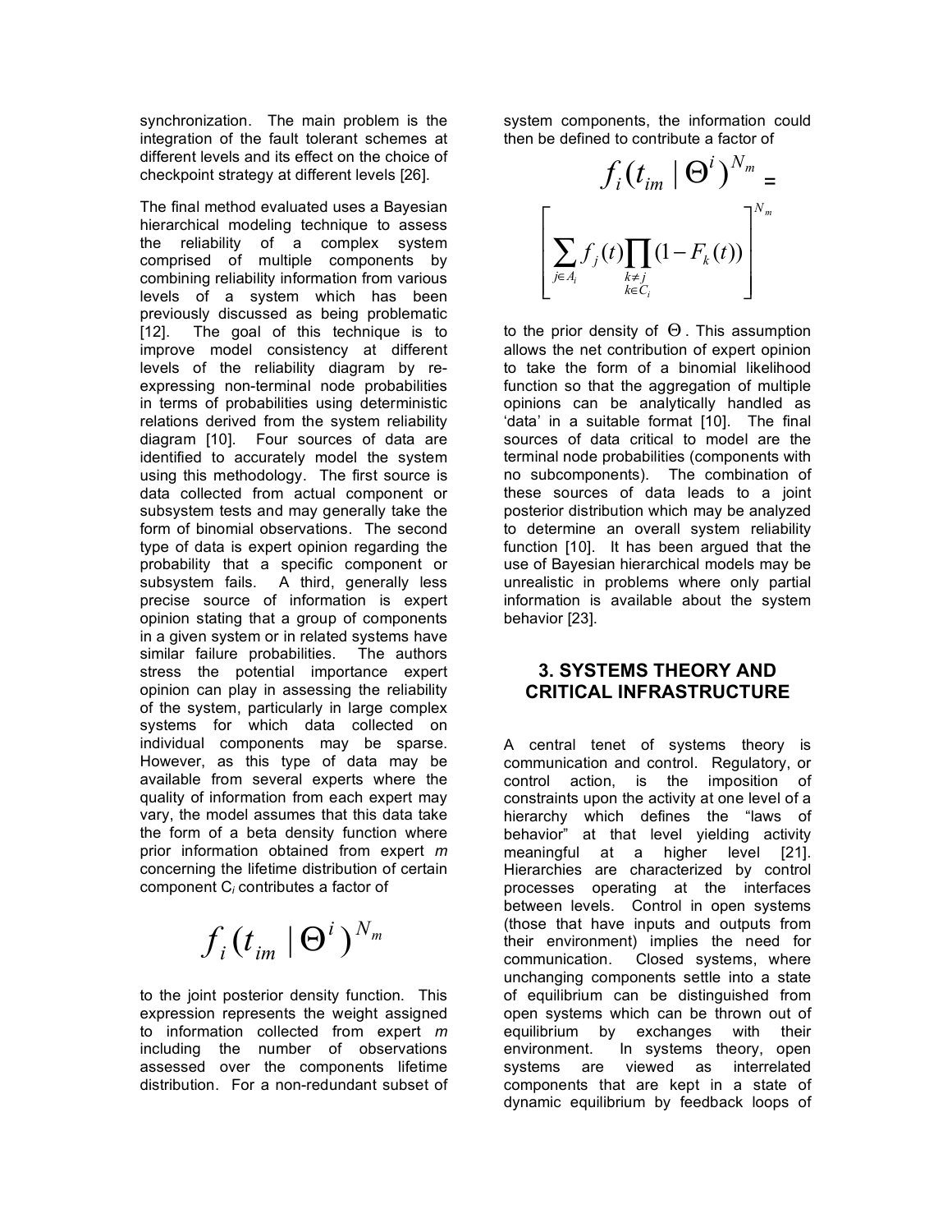synchronization. The main problem is the integration of the fault tolerant schemes at different levels and its effect on the choice of checkpoint strategy at different levels [26].

The final method evaluated uses a Bayesian hierarchical modeling technique to assess the reliability of a complex system comprised of multiple components by combining reliability information from various levels of a system which has been previously discussed as being problematic [12]. The goal of this technique is to improve model consistency at different levels of the reliability diagram by re-expressing non-terminal node probabilities in terms of probabilities using deterministic relations derived from the system reliability diagram [10]. Four sources of data are identified to accurately model the system using this methodology. The first source is data collected from actual component or subsystem tests and may generally take the form of binomial observations. The second type of data is expert opinion regarding the probability that a specific component or subsystem fails. A third, generally less precise source of information is expert opinion stating that a group of components in a given system or in related systems have similar failure probabilities. The authors stress the potential importance expert opinion can play in assessing the reliability of the system, particularly in large complex systems for which data collected on individual components may be sparse. However, as this type of data may be available from several experts where the quality of information from each expert may vary, the model assumes that this data take the form of a beta density function where prior information obtained from expert *m* concerning the lifetime distribution of certain component $C_i$ contributes a factor of

$$f_i(t_{im} \mid \Theta^i)^{N_m}$$

to the joint posterior density function. This expression represents the weight assigned to information collected from expert *m* including the number of observations assessed over the components lifetime distribution. For a non-redundant subset of system components, the information could then be defined to contribute a factor of

$$f_i(t_{im} \mid \Theta^i)^{N_m} = \left[ \sum_{j \in A_i} f_j(t) \prod_{\substack{k \neq j \\ k \in C_i}} (1 - F_k(t)) \right]^{N_m}$$

to the prior density of $\Theta$. This assumption allows the net contribution of expert opinion to take the form of a binomial likelihood function so that the aggregation of multiple opinions can be analytically handled as 'data' in a suitable format [10]. The final sources of data critical to model are the terminal node probabilities (components with no subcomponents). The combination of these sources of data leads to a joint posterior distribution which may be analyzed to determine an overall system reliability function [10]. It has been argued that the use of Bayesian hierarchical models may be unrealistic in problems where only partial information is available about the system behavior [23].

## 3. SYSTEMS THEORY AND CRITICAL INFRASTRUCTURE

A central tenet of systems theory is communication and control. Regulatory, or control action, is the imposition of constraints upon the activity at one level of a hierarchy which defines the "laws of behavior" at that level yielding activity meaningful at a higher level [21]. Hierarchies are characterized by control processes operating at the interfaces between levels. Control in open systems (those that have inputs and outputs from their environment) implies the need for communication. Closed systems, where unchanging components settle into a state of equilibrium can be distinguished from open systems which can be thrown out of equilibrium by exchanges with their environment. In systems theory, open systems are viewed as interrelated components that are kept in a state of dynamic equilibrium by feedback loops of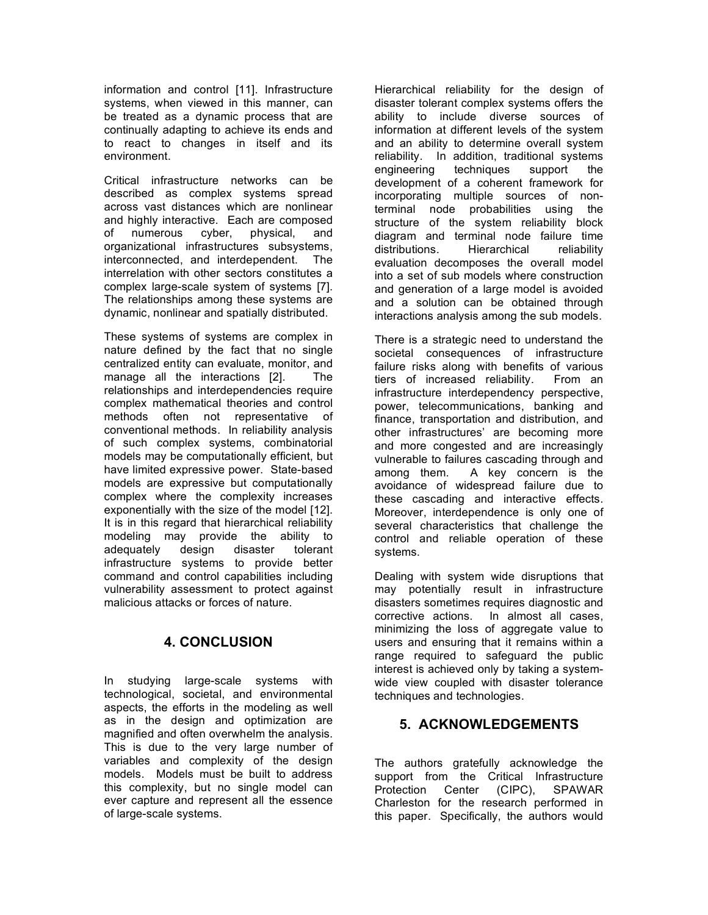information and control [11]. Infrastructure systems, when viewed in this manner, can be treated as a dynamic process that are continually adapting to achieve its ends and to react to changes in itself and its environment.

Critical infrastructure networks can be described as complex systems spread across vast distances which are nonlinear and highly interactive. Each are composed of numerous cyber, physical, and organizational infrastructures subsystems, interconnected, and interdependent. The interrelation with other sectors constitutes a complex large-scale system of systems [7]. The relationships among these systems are dynamic, nonlinear and spatially distributed.

These systems of systems are complex in nature defined by the fact that no single centralized entity can evaluate, monitor, and manage all the interactions [2]. The relationships and interdependencies require complex mathematical theories and control methods often not representative of conventional methods. In reliability analysis of such complex systems, combinatorial models may be computationally efficient, but have limited expressive power. State-based models are expressive but computationally complex where the complexity increases exponentially with the size of the model [12]. It is in this regard that hierarchical reliability modeling may provide the ability to adequately design disaster tolerant infrastructure systems to provide better command and control capabilities including vulnerability assessment to protect against malicious attacks or forces of nature.

## 4. CONCLUSION

In studying large-scale systems with technological, societal, and environmental aspects, the efforts in the modeling as well as in the design and optimization are magnified and often overwhelm the analysis. This is due to the very large number of variables and complexity of the design models. Models must be built to address this complexity, but no single model can ever capture and represent all the essence of large-scale systems.

Hierarchical reliability for the design of disaster tolerant complex systems offers the ability to include diverse sources of information at different levels of the system and an ability to determine overall system reliability. In addition, traditional systems engineering techniques support the development of a coherent framework for incorporating multiple sources of non-terminal node probabilities using the structure of the system reliability block diagram and terminal node failure time distributions. Hierarchical reliability evaluation decomposes the overall model into a set of sub models where construction and generation of a large model is avoided and a solution can be obtained through interactions analysis among the sub models.

There is a strategic need to understand the societal consequences of infrastructure failure risks along with benefits of various tiers of increased reliability. From an infrastructure interdependency perspective, power, telecommunications, banking and finance, transportation and distribution, and other infrastructures' are becoming more and more congested and are increasingly vulnerable to failures cascading through and among them. A key concern is the avoidance of widespread failure due to these cascading and interactive effects. Moreover, interdependence is only one of several characteristics that challenge the control and reliable operation of these systems.

Dealing with system wide disruptions that may potentially result in infrastructure disasters sometimes requires diagnostic and corrective actions. In almost all cases, minimizing the loss of aggregate value to users and ensuring that it remains within a range required to safeguard the public interest is achieved only by taking a system-wide view coupled with disaster tolerance techniques and technologies.

## 5. ACKNOWLEDGEMENTS

The authors gratefully acknowledge the support from the Critical Infrastructure Protection Center (CIPC), SPAWAR Charleston for the research performed in this paper. Specifically, the authors would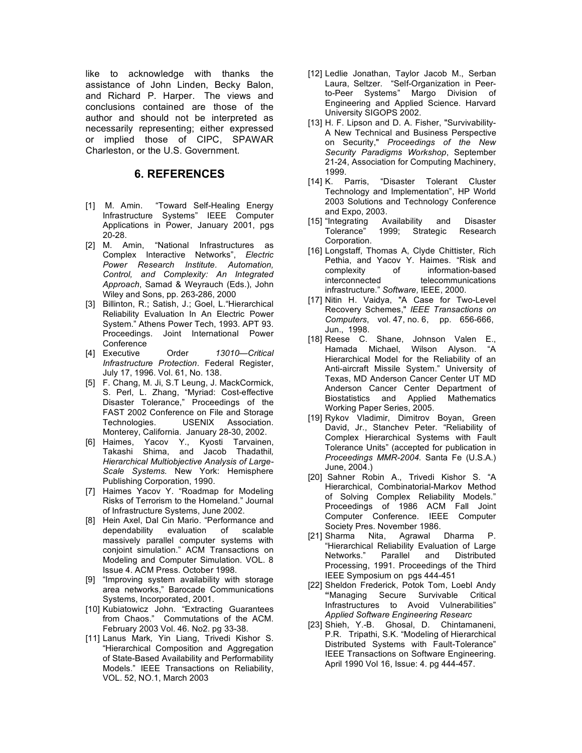like to acknowledge with thanks the assistance of John Linden, Becky Balon, and Richard P. Harper. The views and conclusions contained are those of the author and should not be interpreted as necessarily representing; either expressed or implied those of CIPC, SPAWAR Charleston, or the U.S. Government.

## 6. REFERENCES

[1] M. Amin. "Toward Self-Healing Energy Infrastructure Systems" IEEE Computer Applications in Power, January 2001, pgs 20-28.

[2] M. Amin, "National Infrastructures as Complex Interactive Networks", *Electric Power Research Institute. Automation, Control, and Complexity: An Integrated Approach*, Samad & Weyrauch (Eds.), John Wiley and Sons, pp. 263-286, 2000

[3] Billinton, R.; Satish, J.; Goel, L."Hierarchical Reliability Evaluation In An Electric Power System." Athens Power Tech, 1993. APT 93. Proceedings. Joint International Power Conference

[4] Executive Order *13010—Critical Infrastructure Protection*. Federal Register, July 17, 1996. Vol. 61, No. 138.

[5] F. Chang, M. Ji, S.T Leung, J. MackCormick, S. Perl, L. Zhang, "Myriad: Cost-effective Disaster Tolerance," Proceedings of the FAST 2002 Conference on File and Storage Technologies. USENIX Association. Monterey, California. January 28-30, 2002.

[6] Haimes, Yacov Y., Kyosti Tarvainen, Takashi Shima, and Jacob Thadathil, *Hierarchical Multiobjective Analysis of Large-Scale Systems.* New York: Hemisphere Publishing Corporation, 1990.

[7] Haimes Yacov Y. "Roadmap for Modeling Risks of Terrorism to the Homeland." Journal of Infrastructure Systems, June 2002.

[8] Hein Axel, Dal Cin Mario. "Performance and dependability evaluation of scalable massively parallel computer systems with conjoint simulation." ACM Transactions on Modeling and Computer Simulation. VOL. 8 Issue 4. ACM Press. October 1998.

[9] "Improving system availability with storage area networks," Barocade Communications Systems, Incorporated, 2001.

[10] Kubiatowicz John. "Extracting Guarantees from Chaos." Commutations of the ACM. February 2003 Vol. 46. No2. pg 33-38.

[11] Lanus Mark, Yin Liang, Trivedi Kishor S. "Hierarchical Composition and Aggregation of State-Based Availability and Performability Models." IEEE Transactions on Reliability, VOL. 52, NO.1, March 2003

[12] Ledlie Jonathan, Taylor Jacob M., Serban Laura, Seltzer. "Self-Organization in Peer-to-Peer Systems" Margo Division of Engineering and Applied Science. Harvard University SIGOPS 2002.

[13] H. F. Lipson and D. A. Fisher, "Survivability-A New Technical and Business Perspective on Security," *Proceedings of the New Security Paradigms Workshop*, September 21-24, Association for Computing Machinery, 1999.

[14] K. Parris, "Disaster Tolerant Cluster Technology and Implementation", HP World 2003 Solutions and Technology Conference and Expo, 2003.

[15] "Integrating Availability and Disaster Tolerance" 1999; Strategic Research Corporation.

[16] Longstaff, Thomas A, Clyde Chittister, Rich Pethia, and Yacov Y. Haimes. "Risk and complexity of information-based interconnected telecommunications infrastructure." *Software,* IEEE, 2000.

[17] Nitin H. Vaidya, "A Case for Two-Level Recovery Schemes," *IEEE Transactions on Computers*, vol. 47, no. 6, pp. 656-666, Jun., 1998.

[18] Reese C. Shane, Johnson Valen E., Hamada Michael, Wilson Alyson. "A Hierarchical Model for the Reliability of an Anti-aircraft Missile System." University of Texas, MD Anderson Cancer Center UT MD Anderson Cancer Center Department of Biostatistics and Applied Mathematics Working Paper Series, 2005.

[19] Rykov Vladimir, Dimitrov Boyan, Green David, Jr., Stanchev Peter. "Reliability of Complex Hierarchical Systems with Fault Tolerance Units" (accepted for publication in *Proceedings MMR-2004.* Santa Fe (U.S.A.) June, 2004.)

[20] Sahner Robin A., Trivedi Kishor S. "A Hierarchical, Combinatorial-Markov Method of Solving Complex Reliability Models." Proceedings of 1986 ACM Fall Joint Computer Conference. IEEE Computer Society Pres. November 1986.

[21] Sharma Nita, Agrawal Dharma P. "Hierarchical Reliability Evaluation of Large Networks." Parallel and Distributed Processing, 1991. Proceedings of the Third IEEE Symposium on pgs 444-451

[22] Sheldon Frederick, Potok Tom, Loebl Andy "Managing Secure Survivable Critical Infrastructures to Avoid Vulnerabilities" *Applied Software Engineering Researc*

[23] Shieh, Y.-B. Ghosal, D. Chintamaneni, P.R. Tripathi, S.K. "Modeling of Hierarchical Distributed Systems with Fault-Tolerance" IEEE Transactions on Software Engineering. April 1990 Vol 16, Issue: 4. pg 444-457.